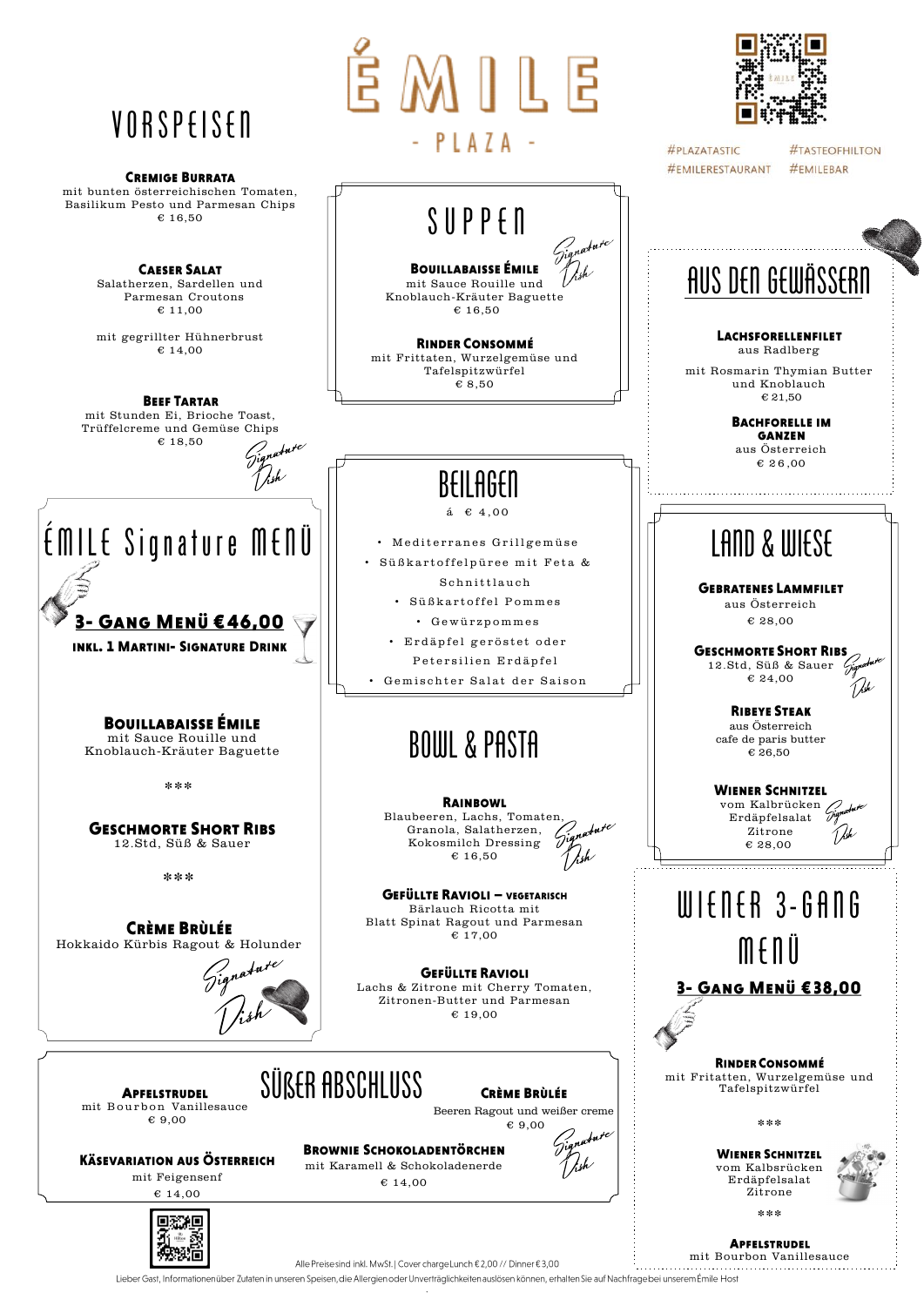# ÉMILE

- PLAZA -

#PLAZATASTIC #TASTEOFHILTON
#EMILERESTAURANT #EMILEBAR

## VORSPEISEN

**Cremige Burrata**
mit bunten österreichischen Tomaten, Basilikum Pesto und Parmesan Chips
€ 16,50

**Caeser Salat**
Salatherzen, Sardellen und Parmesan Croutons
€ 11,00

mit gegrillter Hühnerbrust
€ 14,00

**Beef Tartar**
mit Stunden Ei, Brioche Toast, Trüffelcreme und Gemüse Chips
€ 18,50
*Signature Dish*

## ÉMILE Signature MENÜ

**3- Gang Menü €46,00**
**inkl. 1 Martini- Signature Drink**

**Bouillabaisse Émile**
mit Sauce Rouille und Knoblauch-Kräuter Baguette

\*\*\*

**Geschmorte Short Ribs**
12.Std, Süß & Sauer

\*\*\*

**Crème Brùlée**
Hokkaido Kürbis Ragout & Holunder
*Signature Dish*

## SUPPEN

**Bouillabaisse Émile** *Signature Dish*
mit Sauce Rouille und Knoblauch-Kräuter Baguette
€ 16,50

**Rinder Consommé**
mit Frittaten, Wurzelgemüse und Tafelspitzwürfel
€ 8,50

## BEILAGEN

á € 4,00

- Mediterranes Grillgemüse
- Süßkartoffelpüree mit Feta & Schnittlauch
- Süßkartoffel Pommes
- Gewürzpommes
- Erdäpfel geröstet oder Petersilien Erdäpfel
- Gemischter Salat der Saison

## BOWL & PASTA

**Rainbowl** *Signature Dish*
Blaubeeren, Lachs, Tomaten, Granola, Salatherzen, Kokosmilch Dressing
€ 16,50

**Gefüllte Ravioli – vegetarisch**
Bärlauch Ricotta mit Blatt Spinat Ragout und Parmesan
€ 17,00

**Gefüllte Ravioli**
Lachs & Zitrone mit Cherry Tomaten, Zitronen-Butter und Parmesan
€ 19,00

## AUS DEN GEWÄSSERN

**Lachsforellenfilet**
aus Radlberg

mit Rosmarin Thymian Butter und Knoblauch
€ 21,50

**Bachforelle im Ganzen**
aus Österreich
€ 26,00

## LAND & WIESE

**Gebratenes Lammfilet**
aus Österreich
€ 28,00

**Geschmorte Short Ribs** *Signature Dish*
12.Std, Süß & Sauer
€ 24,00

**Ribeye Steak**
aus Österreich
cafe de paris butter
€ 26,50

**Wiener Schnitzel** *Signature Dish*
vom Kalbrücken
Erdäpfelsalat
Zitrone
€ 28,00

## WIENER 3-GANG MENÜ

**3- Gang Menü €38,00**

**Rinder Consommé**
mit Fritatten, Wurzelgemüse und Tafelspitzwürfel

\*\*\*

**Wiener Schnitzel**
vom Kalbsrücken
Erdäpfelsalat
Zitrone

\*\*\*

**Apfelstrudel**
mit Bourbon Vanillesauce

## SÜßER ABSCHLUSS

**Apfelstrudel**
mit Bourbon Vanillesauce
€ 9,00

**Käsevariation aus Österreich**
mit Feigensenf
€ 14,00

**Brownie Schokoladentörchen**
mit Karamell & Schokoladenerde
€ 14,00

**Crème Brùlée** *Signature Dish*
Beeren Ragout und weißer creme
€ 9,00

Alle Preise sind inkl. MwSt. | Cover charge Lunch € 2,00 // Dinner € 3,00

Lieber Gast, Informationen über Zutaten in unseren Speisen, die Allergien oder Unverträglichkeiten auslösen können, erhalten Sie auf Nachfrage bei unserem Émile Host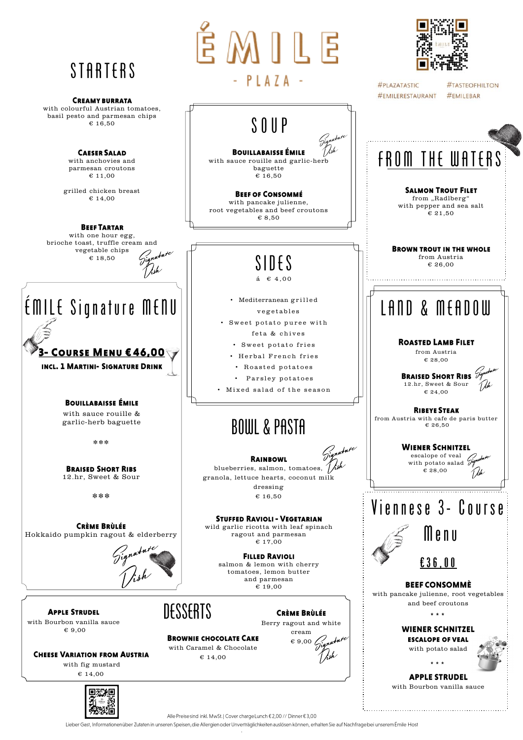# ÉMILE

- PLAZA -

#PLAZATASTIC #TASTEOFHILTON
#EMILERESTAURANT #EMILEBAR

## STARTERS

**Creamy Burrata**
with colourful Austrian tomatoes, basil pesto and parmesan chips
€ 16,50

**Caeser Salad**
with anchovies and parmesan croutons
€ 11,00

grilled chicken breast
€ 14,00

**Beef Tartar**
with one hour egg, brioche toast, truffle cream and vegetable chips
€ 18,50
*Signature Dish*

## ÉMILE Signature MENU

**3- Course Menu €46,00**

**INCL. 1 Martini- Signature Drink**

**Bouillabaisse Émile**
with sauce rouille & garlic-herb baguette

***

**Braised Short Ribs**
12.hr, Sweet & Sour

***

**Crème Brùlée**
Hokkaido pumpkin ragout & elderberry

*Signature Dish*

## SOUP

**Bouillabaisse Émile** *Signature Dish*
with sauce rouille and garlic-herb baguette
€ 16,50

**Beef of Consommé**
with pancake julienne, root vegetables and beef croutons
€ 8,50

## SIDES

á € 4,00

- Mediterranean grilled vegetables
- Sweet potato puree with feta & chives
- Sweet potato fries
- Herbal French fries
- Roasted potatoes
- Parsley potatoes
- Mixed salad of the season

## BOWL & PASTA

**Rainbowl** *Signature Dish*
blueberries, salmon, tomatoes, granola, lettuce hearts, coconut milk dressing
€ 16,50

**Stuffed Ravioli - Vegetarian**
wild garlic ricotta with leaf spinach ragout and parmesan
€ 17,00

**Filled Ravioli**
salmon & lemon with cherry tomatoes, lemon butter and parmesan
€ 19,00

## FROM THE WATERS

**Salmon Trout Filet**
from „Radlberg“ with pepper and sea salt
€ 21,50

**Brown Trout in the Whole**
from Austria
€ 26,00

## LAND & MEADOW

**Roasted Lamb Filet**
from Austria
€ 28,00

**Braised Short Ribs** *Signature Dish*
12.hr, Sweet & Sour
€ 24,00

**Ribeye Steak**
from Austria with cafe de paris butter
€ 26,50

**Wiener Schnitzel** *Signature Dish*
escalope of veal with potato salad
€ 28,00

## Viennese 3- Course Menu

**€36,00**

**BEEF CONSOMMÈ**
with pancake julienne, root vegetables and beef croutons

* * *

**WIENER SCHNITZEL**
**ESCALOPE OF VEAL**
with potato salad

* * *

**APPLE STRUDEL**
with Bourbon vanilla sauce

## DESSERTS

**Apple Strudel**
with Bourbon vanilla sauce
€ 9,00

**Cheese Variation from Austria**
with fig mustard
€ 14,00

**Brownie Chocolate Cake**
with Caramel & Chocolate
€ 14,00

**Crème Brùlée** *Signature Dish*
Berry ragout and white cream
€ 9,00

Alle Preise sind inkl. MwSt. | Cover charge Lunch € 2,00 // Dinner € 3,00

Lieber Gast, Informationen über Zutaten in unseren Speisen, die Allergien oder Unverträglichkeiten auslösen können, erhalten Sie auf Nachfrage bei unserem Émile Host